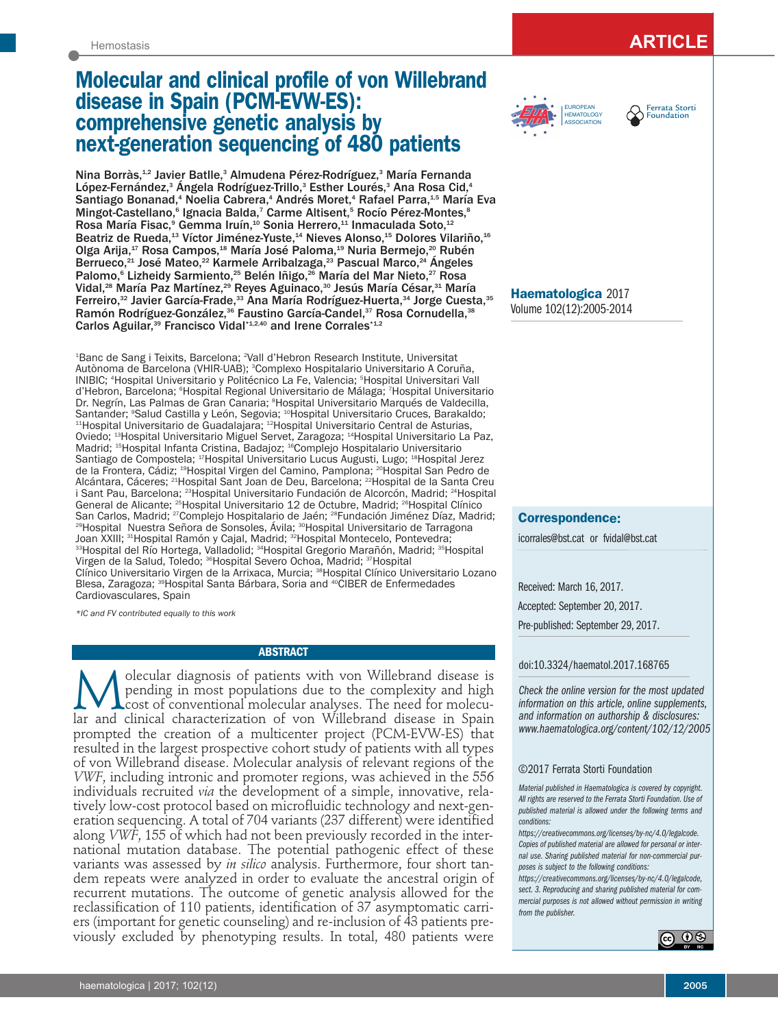# Molecular and clinical profile of von Willebrand disease in Spain (PCM-EVW-ES): comprehensive genetic analysis by next-generation sequencing of 480 patients

Nina Borràs,[1,2] Javier Batlle,[3] Almudena Pérez-Rodríguez,[3] María Fernanda López-Fernández,[3] Ángela Rodríguez-Trillo,[3] Esther Lourés,[3] Ana Rosa Cid,[4] Santiago Bonanad,[4] Noelia Cabrera,[4] Andrés Moret,[4] Rafael Parra,[1,5] María Eva Mingot-Castellano,[6] Ignacia Balda,[7] Carme Altisent,[5] Rocío Pérez-Montes,[8] Rosa María Fisac,[9] Gemma Iruín,[10] Sonia Herrero,[11] Inmaculada Soto,[12] Beatriz de Rueda,[13] Víctor Jiménez-Yuste,[14] Nieves Alonso,[15] Dolores Vilariño,[16] Olga Arija,[17] Rosa Campos,[18] María José Paloma,[19] Nuria Bermejo,[20] Rubén Berrueco,[21] José Mateo,[22] Karmele Arribalzaga,[23] Pascual Marco,[24] Ángeles Palomo,[6] Lizheidy Sarmiento,[25] Belén Iñigo,[26] María del Mar Nieto,[27] Rosa Vidal,[28] María Paz Martínez,[29] Reyes Aguinaco,[30] Jesús María César,[31] María Ferreiro,[32] Javier García-Frade,[33] Ana María Rodríguez-Huerta,[34] Jorge Cuesta,[35] Ramón Rodríguez-González,[36] Faustino García-Candel,[37] Rosa Cornudella,[38] Carlos Aguilar,[39] Francisco Vidal*[1,2,40] and Irene Corrales*[1,2]

[1]Banc de Sang i Teixits, Barcelona; [2]Vall d'Hebron Research Institute, Universitat Autònoma de Barcelona (VHIR-UAB); [3]Complexo Hospitalario Universitario A Coruña, INIBIC; [4]Hospital Universitario y Politécnico La Fe, Valencia; [5]Hospital Universitari Vall d'Hebron, Barcelona; [6]Hospital Regional Universitario de Málaga; [7]Hospital Universitario Dr. Negrín, Las Palmas de Gran Canaria; [8]Hospital Universitario Marqués de Valdecilla, Santander; [9]Salud Castilla y León, Segovia; [10]Hospital Universitario Cruces, Barakaldo; [11]Hospital Universitario de Guadalajara; [12]Hospital Universitario Central de Asturias, Oviedo; [13]Hospital Universitario Miguel Servet, Zaragoza; [14]Hospital Universitario La Paz, Madrid; [15]Hospital Infanta Cristina, Badajoz; [16]Complejo Hospitalario Universitario Santiago de Compostela; [17]Hospital Universitario Lucus Augusti, Lugo; [18]Hospital Jerez de la Frontera, Cádiz; [19]Hospital Virgen del Camino, Pamplona; [20]Hospital San Pedro de Alcántara, Cáceres; [21]Hospital Sant Joan de Deu, Barcelona; [22]Hospital de la Santa Creu i Sant Pau, Barcelona; [23]Hospital Universitario Fundación de Alcorcón, Madrid; [24]Hospital General de Alicante; [25]Hospital Universitario 12 de Octubre, Madrid; [26]Hospital Clínico San Carlos, Madrid; [27]Complejo Hospitalario de Jaén; [28]Fundación Jiménez Díaz, Madrid; [29]Hospital Nuestra Señora de Sonsoles, Ávila; [30]Hospital Universitario de Tarragona Joan XXIII; [31]Hospital Ramón y Cajal, Madrid; [32]Hospital Montecelo, Pontevedra; [33]Hospital del Río Hortega, Valladolid; [34]Hospital Gregorio Marañón, Madrid; [35]Hospital Virgen de la Salud, Toledo; [36]Hospital Severo Ochoa, Madrid; [37]Hospital Clínico Universitario Virgen de la Arrixaca, Murcia; [38]Hospital Clínico Universitario Lozano Blesa, Zaragoza; [39]Hospital Santa Bárbara, Soria and [40]CIBER de Enfermedades Cardiovasculares, Spain

*IC and FV contributed equally to this work

## ABSTRACT

Molecular diagnosis of patients with von Willebrand disease is pending in most populations due to the complexity and high cost of conventional molecular analyses. The need for molecular and clinical characterization of von Willebrand disease in Spain prompted the creation of a multicenter project (PCM-EVW-ES) that resulted in the largest prospective cohort study of patients with all types of von Willebrand disease. Molecular analysis of relevant regions of the *VWF*, including intronic and promoter regions, was achieved in the 556 individuals recruited *via* the development of a simple, innovative, relatively low-cost protocol based on microfluidic technology and next-generation sequencing. A total of 704 variants (237 different) were identified along *VWF*, 155 of which had not been previously recorded in the international mutation database. The potential pathogenic effect of these variants was assessed by *in silico* analysis. Furthermore, four short tandem repeats were analyzed in order to evaluate the ancestral origin of recurrent mutations. The outcome of genetic analysis allowed for the reclassification of 110 patients, identification of 37 asymptomatic carriers (important for genetic counseling) and re-inclusion of 43 patients previously excluded by phenotyping results. In total, 480 patients were

**Correspondence:**

icorrales@bst.cat or fvidal@bst.cat

Received: March 16, 2017.

Accepted: September 20, 2017.

Pre-published: September 29, 2017.

doi:10.3324/haematol.2017.168765

*Check the online version for the most updated information on this article, online supplements, and information on authorship & disclosures: www.haematologica.org/content/102/12/2005*

©2017 Ferrata Storti Foundation

*Material published in Haematologica is covered by copyright. All rights are reserved to the Ferrata Storti Foundation. Use of published material is allowed under the following terms and conditions: https://creativecommons.org/licenses/by-nc/4.0/legalcode. Copies of published material are allowed for personal or internal use. Sharing published material for non-commercial purposes is subject to the following conditions: https://creativecommons.org/licenses/by-nc/4.0/legalcode, sect. 3. Reproducing and sharing published material for commercial purposes is not allowed without permission in writing from the publisher.*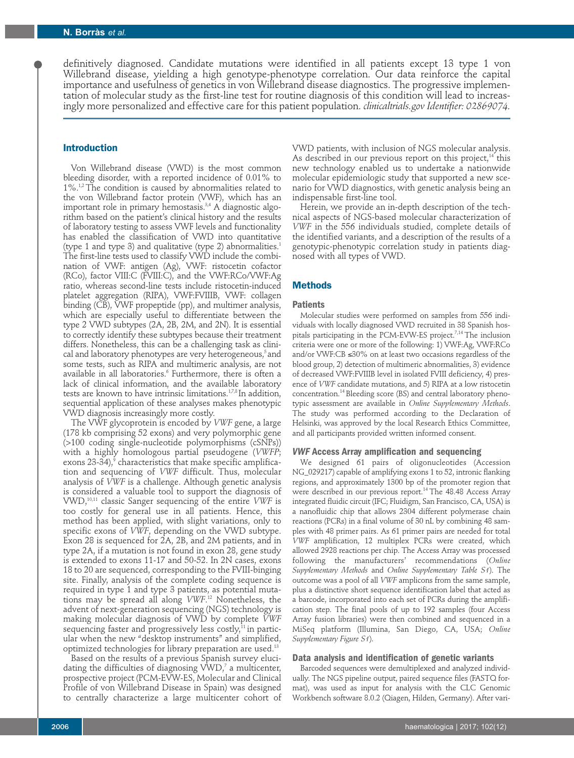definitively diagnosed. Candidate mutations were identified in all patients except 13 type 1 von Willebrand disease, yielding a high genotype-phenotype correlation. Our data reinforce the capital importance and usefulness of genetics in von Willebrand disease diagnostics. The progressive implementation of molecular study as the first-line test for routine diagnosis of this condition will lead to increasingly more personalized and effective care for this patient population. *clinicaltrials.gov Identifier: 02869074.*

## Introduction

Von Willebrand disease (VWD) is the most common bleeding disorder, with a reported incidence of 0.01% to 1%.[1,2] The condition is caused by abnormalities related to the von Willebrand factor protein (VWF), which has an important role in primary hemostasis.[3,4] A diagnostic algorithm based on the patient's clinical history and the results of laboratory testing to assess VWF levels and functionality has enabled the classification of VWD into quantitative (type 1 and type 3) and qualitative (type 2) abnormalities.[1] The first-line tests used to classify VWD include the combination of VWF: antigen (Ag), VWF: ristocetin cofactor (RCo), factor VIII:C (FVIII:C), and the VWF:RCo/VWF:Ag ratio, whereas second-line tests include ristocetin-induced platelet aggregation (RIPA), VWF:FVIIIB, VWF: collagen binding (CB), VWF propeptide (pp), and multimer analysis, which are especially useful to differentiate between the type 2 VWD subtypes (2A, 2B, 2M, and 2N). It is essential to correctly identify these subtypes because their treatment differs. Nonetheless, this can be a challenging task as clinical and laboratory phenotypes are very heterogeneous,[5] and some tests, such as RIPA and multimeric analysis, are not available in all laboratories.[6] Furthermore, there is often a lack of clinical information, and the available laboratory tests are known to have intrinsic limitations.[1,7,8] In addition, sequential application of these analyses makes phenotypic VWD diagnosis increasingly more costly.

The VWF glycoprotein is encoded by *VWF* gene, a large (178 kb comprising 52 exons) and very polymorphic gene (>100 coding single-nucleotide polymorphisms (cSNPs)) with a highly homologous partial pseudogene (*VWFP*; exons 23-34),[9] characteristics that make specific amplification and sequencing of *VWF* difficult. Thus, molecular analysis of *VWF* is a challenge. Although genetic analysis is considered a valuable tool to support the diagnosis of VWD,[10,11] classic Sanger sequencing of the entire *VWF* is too costly for general use in all patients. Hence, this method has been applied, with slight variations, only to specific exons of *VWF*, depending on the VWD subtype. Exon 28 is sequenced for 2A, 2B, and 2M patients, and in type 2A, if a mutation is not found in exon 28, gene study is extended to exons 11-17 and 50-52. In 2N cases, exons 18 to 20 are sequenced, corresponding to the FVIII-binging site. Finally, analysis of the complete coding sequence is required in type 1 and type 3 patients, as potential mutations may be spread all along *VWF*.[12] Nonetheless, the advent of next-generation sequencing (NGS) technology is making molecular diagnosis of VWD by complete *VWF* sequencing faster and progressively less costly,[11] in particular when the new "desktop instruments" and simplified, optimized technologies for library preparation are used.[13]

Based on the results of a previous Spanish survey elucidating the difficulties of diagnosing VWD,[7] a multicenter, prospective project (PCM-EVW-ES, Molecular and Clinical Profile of von Willebrand Disease in Spain) was designed to centrally characterize a large multicenter cohort of VWD patients, with inclusion of NGS molecular analysis. As described in our previous report on this project,[14] this new technology enabled us to undertake a nationwide molecular epidemiologic study that supported a new scenario for VWD diagnostics, with genetic analysis being an indispensable first-line tool.

Herein, we provide an in-depth description of the technical aspects of NGS-based molecular characterization of *VWF* in the 556 individuals studied, complete details of the identified variants, and a description of the results of a genotypic-phenotypic correlation study in patients diagnosed with all types of VWD.

## Methods

### Patients

Molecular studies were performed on samples from 556 individuals with locally diagnosed VWD recruited in 38 Spanish hospitals participating in the PCM-EVW-ES project.[7,14] The inclusion criteria were one or more of the following: 1) VWF:Ag, VWF:RCo and/or VWF:CB ≤30% on at least two occasions regardless of the blood group, 2) detection of multimeric abnormalities, 3) evidence of decreased VWF:FVIIIB level in isolated FVIII deficiency, 4) presence of *VWF* candidate mutations, and 5) RIPA at a low ristocetin concentration.[14] Bleeding score (BS) and central laboratory phenotypic assessment are available in *Online Supplementary Methods*. The study was performed according to the Declaration of Helsinki, was approved by the local Research Ethics Committee, and all participants provided written informed consent.

### *VWF* Access Array amplification and sequencing

We designed 61 pairs of oligonucleotides (Accession NG_029217) capable of amplifying exons 1 to 52, intronic flanking regions, and approximately 1300 bp of the promoter region that were described in our previous report.[14] The 48.48 Access Array integrated fluidic circuit (IFC; Fluidigm, San Francisco, CA, USA) is a nanofluidic chip that allows 2304 different polymerase chain reactions (PCRs) in a final volume of 30 nL by combining 48 samples with 48 primer pairs. As 61 primer pairs are needed for total *VWF* amplification, 12 multiplex PCRs were created, which allowed 2928 reactions per chip. The Access Array was processed following the manufacturers' recommendations (*Online Supplementary Methods* and *Online Supplementary Table S1*). The outcome was a pool of all *VWF* amplicons from the same sample, plus a distinctive short sequence identification label that acted as a barcode, incorporated into each set of PCRs during the amplification step. The final pools of up to 192 samples (four Access Array fusion libraries) were then combined and sequenced in a MiSeq platform (Illumina, San Diego, CA, USA; *Online Supplementary Figure S1*).

### Data analysis and identification of genetic variants

Barcoded sequences were demultiplexed and analyzed individually. The NGS pipeline output, paired sequence files (FASTQ format), was used as input for analysis with the CLC Genomic Workbench software 8.0.2 (Qiagen, Hilden, Germany). After vari-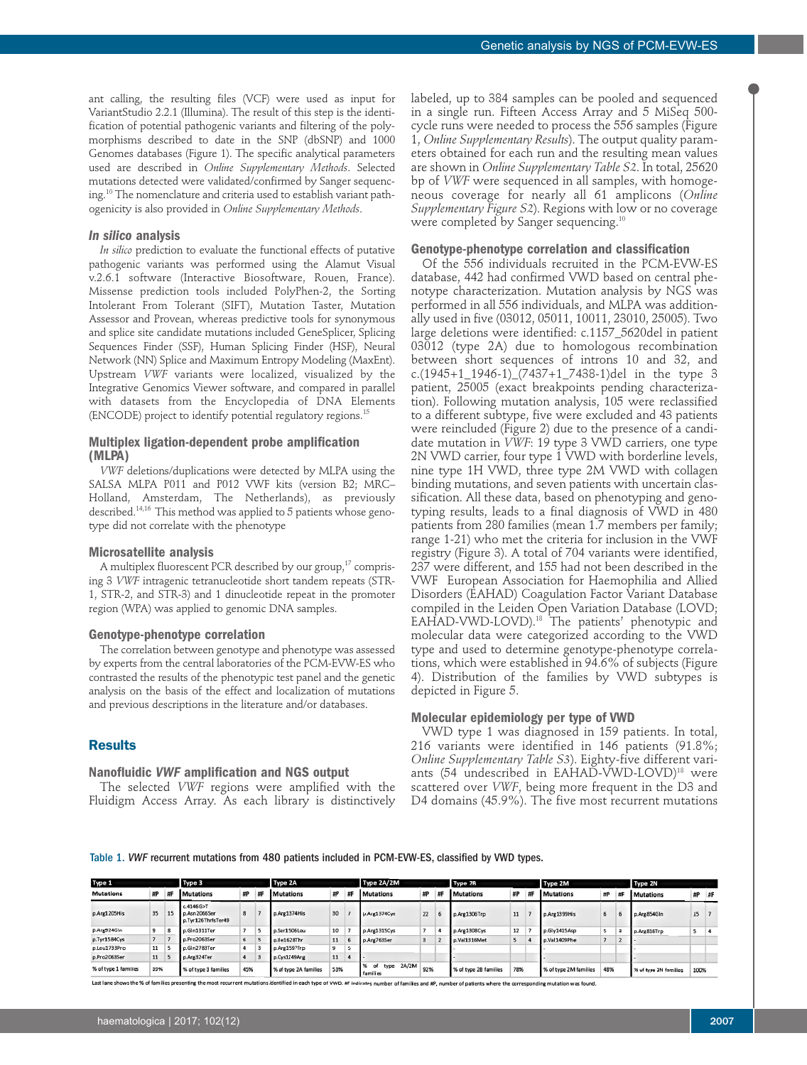ant calling, the resulting files (VCF) were used as input for VariantStudio 2.2.1 (Illumina). The result of this step is the identification of potential pathogenic variants and filtering of the polymorphisms described to date in the SNP (dbSNP) and 1000 Genomes databases (Figure 1). The specific analytical parameters used are described in *Online Supplementary Methods*. Selected mutations detected were validated/confirmed by Sanger sequencing.[10] The nomenclature and criteria used to establish variant pathogenicity is also provided in *Online Supplementary Methods*.

### *In silico* analysis

*In silico* prediction to evaluate the functional effects of putative pathogenic variants was performed using the Alamut Visual v.2.6.1 software (Interactive Biosoftware, Rouen, France). Missense prediction tools included PolyPhen-2, the Sorting Intolerant From Tolerant (SIFT), Mutation Taster, Mutation Assessor and Provean, whereas predictive tools for synonymous and splice site candidate mutations included GeneSplicer, Splicing Sequences Finder (SSF), Human Splicing Finder (HSF), Neural Network (NN) Splice and Maximum Entropy Modeling (MaxEnt). Upstream *VWF* variants were localized, visualized by the Integrative Genomics Viewer software, and compared in parallel with datasets from the Encyclopedia of DNA Elements (ENCODE) project to identify potential regulatory regions.[15]

### Multiplex ligation-dependent probe amplification (MLPA)

*VWF* deletions/duplications were detected by MLPA using the SALSA MLPA P011 and P012 VWF kits (version B2; MRC–Holland, Amsterdam, The Netherlands), as previously described.[14,16] This method was applied to 5 patients whose genotype did not correlate with the phenotype

### Microsatellite analysis

A multiplex fluorescent PCR described by our group,[17] comprising 3 *VWF* intragenic tetranucleotide short tandem repeats (STR-1, STR-2, and STR-3) and 1 dinucleotide repeat in the promoter region (WPA) was applied to genomic DNA samples.

### Genotype-phenotype correlation

The correlation between genotype and phenotype was assessed by experts from the central laboratories of the PCM-EVW-ES who contrasted the results of the phenotypic test panel and the genetic analysis on the basis of the effect and localization of mutations and previous descriptions in the literature and/or databases.

## Results

### Nanofluidic *VWF* amplification and NGS output

The selected *VWF* regions were amplified with the Fluidigm Access Array. As each library is distinctively labeled, up to 384 samples can be pooled and sequenced in a single run. Fifteen Access Array and 5 MiSeq 500-cycle runs were needed to process the 556 samples (Figure 1, *Online Supplementary Results*). The output quality parameters obtained for each run and the resulting mean values are shown in *Online Supplementary Table S2*. In total, 25620 bp of *VWF* were sequenced in all samples, with homogeneous coverage for nearly all 61 amplicons (*Online Supplementary Figure S2*). Regions with low or no coverage were completed by Sanger sequencing.[10]

### Genotype-phenotype correlation and classification

Of the 556 individuals recruited in the PCM-EVW-ES database, 442 had confirmed VWD based on central phenotype characterization. Mutation analysis by NGS was performed in all 556 individuals, and MLPA was additionally used in five (03012, 05011, 10011, 23010, 25005). Two large deletions were identified: c.1157_5620del in patient 03012 (type 2A) due to homologous recombination between short sequences of introns 10 and 32, and c.(1945+1_1946-1)_(7437+1_7438-1)del in the type 3 patient, 25005 (exact breakpoints pending characterization). Following mutation analysis, 105 were reclassified to a different subtype, five were excluded and 43 patients were reincluded (Figure 2) due to the presence of a candidate mutation in *VWF*: 19 type 3 VWD carriers, one type 2N VWD carrier, four type 1 VWD with borderline levels, nine type 1H VWD, three type 2M VWD with collagen binding mutations, and seven patients with uncertain classification. All these data, based on phenotyping and genotyping results, leads to a final diagnosis of VWD in 480 patients from 280 families (mean 1.7 members per family; range 1-21) who met the criteria for inclusion in the VWF registry (Figure 3). A total of 704 variants were identified, 237 were different, and 155 had not been described in the VWF European Association for Haemophilia and Allied Disorders (EAHAD) Coagulation Factor Variant Database compiled in the Leiden Open Variation Database (LOVD; EAHAD-VWD-LOVD).[18] The patients' phenotypic and molecular data were categorized according to the VWD type and used to determine genotype-phenotype correlations, which were established in 94.6% of subjects (Figure 4). Distribution of the families by VWD subtypes is depicted in Figure 5.

### Molecular epidemiology per type of VWD

VWD type 1 was diagnosed in 159 patients. In total, 216 variants were identified in 146 patients (91.8%; *Online Supplementary Table S3*). Eighty-five different variants (54 undescribed in EAHAD-VWD-LOVD)[18] were scattered over *VWF*, being more frequent in the D3 and D4 domains (45.9%). The five most recurrent mutations

Table 1. *VWF* recurrent mutations from 480 patients included in PCM-EVW-ES, classified by VWD types.

| Type 1 | | | Type 3 | | | Type 2A | | | Type 2A/2M | | | Type 2B | | | Type 2M | | | Type 2N | | |
|---|---|---|---|---|---|---|---|---|---|---|---|---|---|---|---|---|---|---|---|---|
| Mutations | #P | #F | Mutations | #P | #F | Mutations | #P | #F | Mutations | #P | #F | Mutations | #P | #F | Mutations | #P | #F | Mutations | #P | #F |
| p.Arg1205His | 35 | 15 | c.4146G>T p.Asn2066Ser p.Tyr126ThrfsTer49 | 8 | 7 | p.Arg1374His | 30 | 7 | p.Arg1374Cys | 22 | 6 | p.Arg1306Trp | 11 | 7 | p.Arg1399His | 6 | 6 | p.Arg854Gln | 15 | 7 |
| p.Arg924Gln | 9 | 8 | p.Gln1311Ter | 7 | 5 | p.Ser1506Leu | 10 | 7 | p.Arg1315Cys | 7 | 4 | p.Arg1308Cys | 12 | 7 | p.Gly1415Asp | 5 | 3 | p.Arg816Trp | 5 | 4 |
| p.Tyr1584Cys | 7 | 7 | p.Pro2063Ser | 6 | 5 | p.Ile1628Thr | 11 | 6 | p.Arg763Ser | 3 | 2 | p.Val1316Met | 5 | 4 | p.Val1409Phe | 7 | 2 | - | | |
| p.Leu1733Pro | 11 | 5 | p.Gln2783Ter | 4 | 3 | p.Arg1597Trp | 9 | 5 | - | | | - | | | - | | | - | | |
| p.Pro2063Ser | 11 | 5 | p.Arg324Ter | 4 | 3 | p.Cys1249Arg | 11 | 4 | - | | | - | | | - | | | - | | |
| % of type 1 families | 39% | | % of type 3 families | 45% | | % of type 2A families | 53% | | % of type 2A/2M families | 92% | | % of type 2B families | 78% | | % of type 2M families | 48% | | % of type 2N families | 100% | |

Last lane shows the % of families presenting the most recurrent mutations identified in each type of VWD. #F indicates number of families and #P, number of patients where the corresponding mutation was found.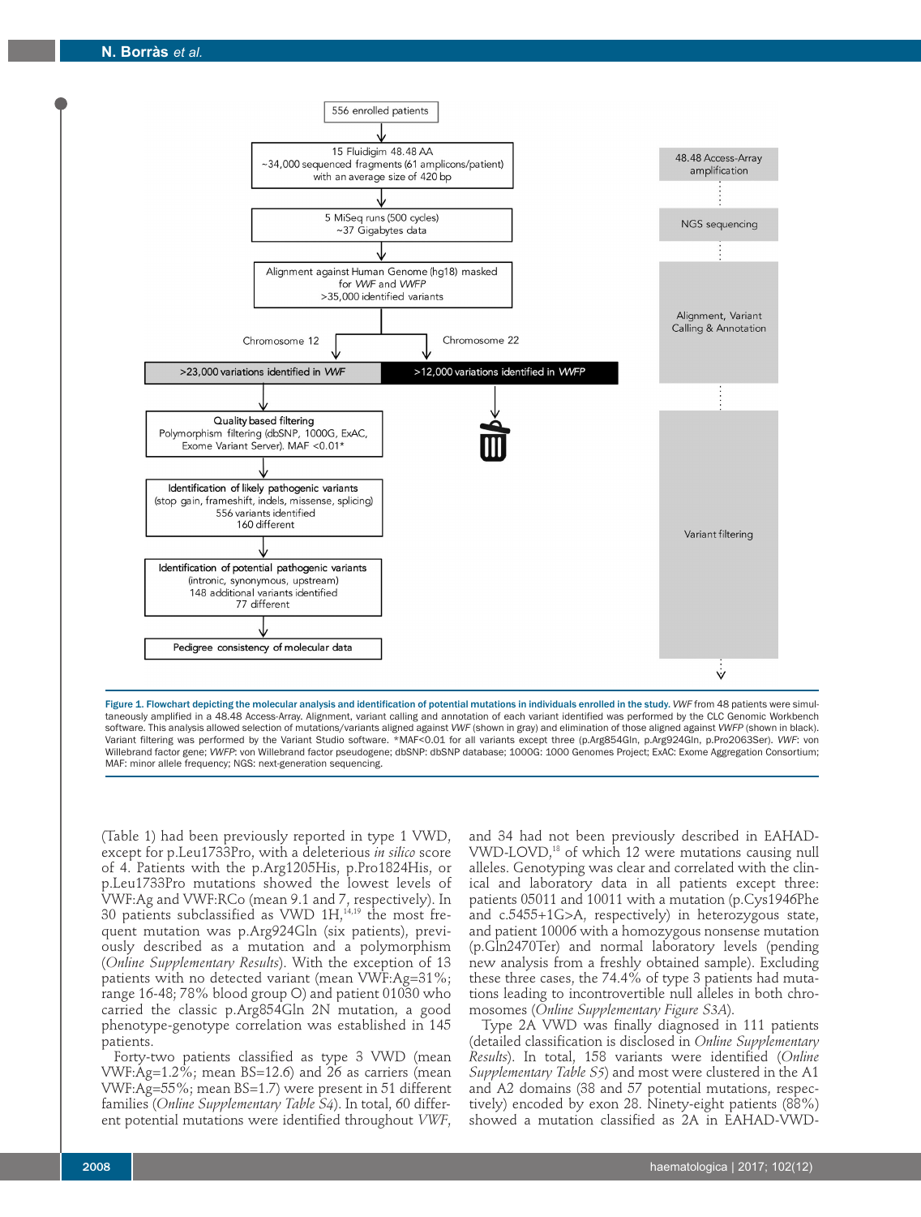556 enrolled patients

15 Fluidigm 48.48 AA
~34,000 sequenced fragments (61 amplicons/patient) with an average size of 420 bp

5 MiSeq runs (500 cycles)
~37 Gigabytes data

Alignment against Human Genome (hg18) masked for *VWF* and *VWFP*
>35,000 identified variants

Chromosome 12 | Chromosome 22

>23,000 variations identified in *VWF* | >12,000 variations identified in *VWFP*

Quality based filtering
Polymorphism filtering (dbSNP, 1000G, ExAC, Exome Variant Server). MAF <0.01*

Identification of likely pathogenic variants
(stop gain, frameshift, indels, missense, splicing)
556 variants identified
160 different

Identification of potential pathogenic variants
(intronic, synonymous, upstream)
148 additional variants identified
77 different

Pedigree consistency of molecular data

48.48 Access-Array amplification → NGS sequencing → Alignment, Variant Calling & Annotation → Variant filtering

**Figure 1. Flowchart depicting the molecular analysis and identification of potential mutations in individuals enrolled in the study.** *VWF* from 48 patients were simultaneously amplified in a 48.48 Access-Array. Alignment, variant calling and annotation of each variant identified was performed by the CLC Genomic Workbench software. This analysis allowed selection of mutations/variants aligned against *VWF* (shown in gray) and elimination of those aligned against *VWFP* (shown in black). Variant filtering was performed by the Variant Studio software. *MAF<0.01 for all variants except three (p.Arg854Gln, p.Arg924Gln, p.Pro2063Ser). *VWF*: von Willebrand factor gene; *VWFP*: von Willebrand factor pseudogene; dbSNP: dbSNP database; 1000G: 1000 Genomes Project; ExAC: Exome Aggregation Consortium; MAF: minor allele frequency; NGS: next-generation sequencing.

(Table 1) had been previously reported in type 1 VWD, except for p.Leu1733Pro, with a deleterious *in silico* score of 4. Patients with the p.Arg1205His, p.Pro1824His, or p.Leu1733Pro mutations showed the lowest levels of VWF:Ag and VWF:RCo (mean 9.1 and 7, respectively). In 30 patients subclassified as VWD 1H,[14,19] the most frequent mutation was p.Arg924Gln (six patients), previously described as a mutation and a polymorphism (*Online Supplementary Results*). With the exception of 13 patients with no detected variant (mean VWF:Ag=31%; range 16-48; 78% blood group O) and patient 01030 who carried the classic p.Arg854Gln 2N mutation, a good phenotype-genotype correlation was established in 145 patients.

Forty-two patients classified as type 3 VWD (mean VWF:Ag=1.2%; mean BS=12.6) and 26 as carriers (mean VWF:Ag=55%; mean BS=1.7) were present in 51 different families (*Online Supplementary Table S4*). In total, 60 different potential mutations were identified throughout *VWF*, and 34 had not been previously described in EAHAD-VWD-LOVD,[18] of which 12 were mutations causing null alleles. Genotyping was clear and correlated with the clinical and laboratory data in all patients except three: patients 05011 and 10011 with a mutation (p.Cys1946Phe and c.5455+1G>A, respectively) in heterozygous state, and patient 10006 with a homozygous nonsense mutation (p.Gln2470Ter) and normal laboratory levels (pending new analysis from a freshly obtained sample). Excluding these three cases, the 74.4% of type 3 patients had mutations leading to incontrovertible null alleles in both chromosomes (*Online Supplementary Figure S3A*).

Type 2A VWD was finally diagnosed in 111 patients (detailed classification is disclosed in *Online Supplementary Results*). In total, 158 variants were identified (*Online Supplementary Table S5*) and most were clustered in the A1 and A2 domains (38 and 57 potential mutations, respectively) encoded by exon 28. Ninety-eight patients (88%) showed a mutation classified as 2A in EAHAD-VWD-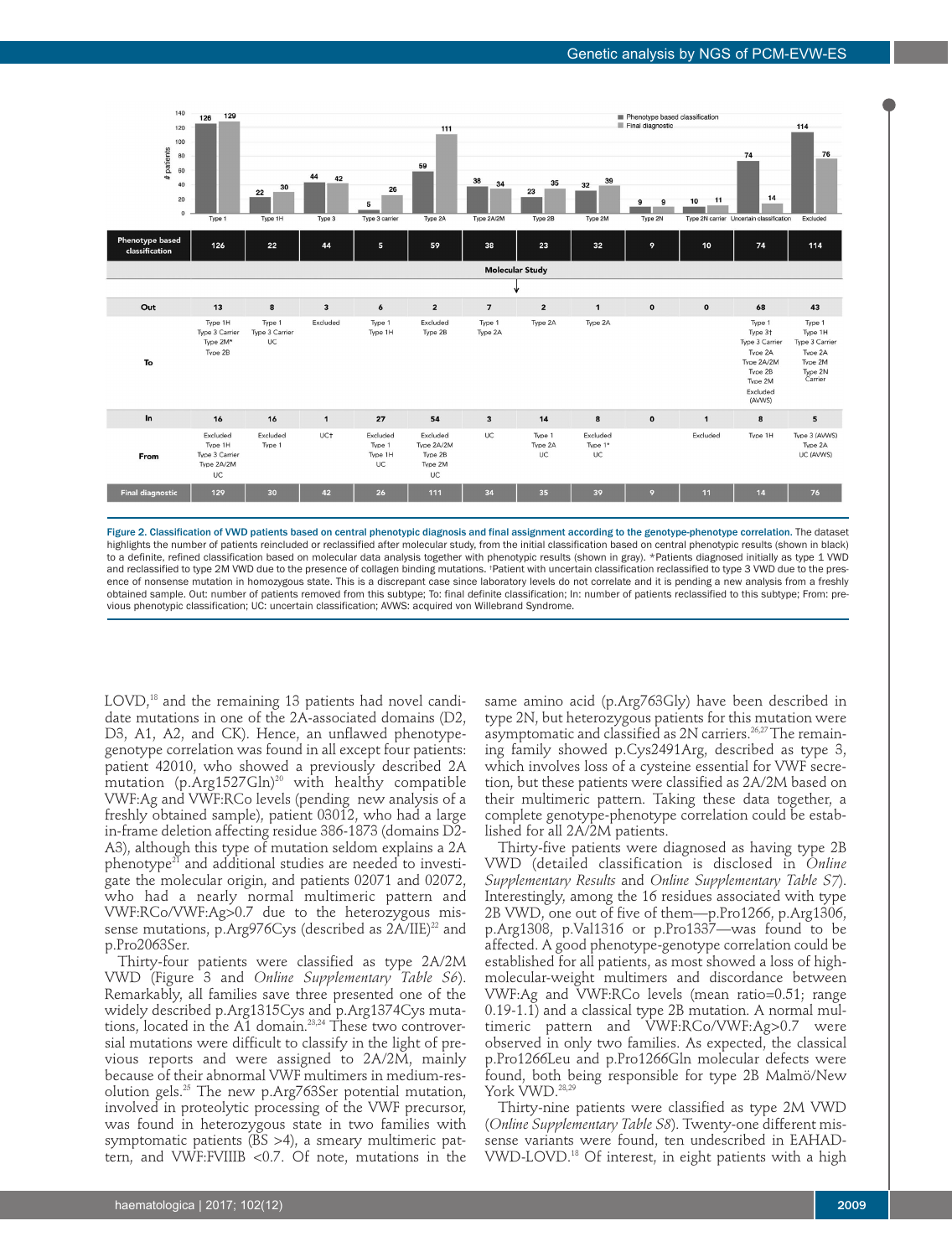| | Type 1 | Type 1H | Type 3 | Type 3 carrier | Type 2A | Type 2A/2M | Type 2B | Type 2M | Type 2N | Type 2N carrier | Uncertain classification | Excluded |
|---|---|---|---|---|---|---|---|---|---|---|---|---|
| Phenotype based classification | 126 | 22 | 44 | 5 | 59 | 38 | 23 | 32 | 9 | 10 | 74 | 114 |
| Molecular Study | | | | | | | | | | | | |
| Out | 13 | 8 | 3 | 6 | 2 | 7 | 2 | 1 | 0 | 0 | 68 | 43 |
| To | Type 1H, Type 3 Carrier, Type 2M*, Type 2B | Type 1, Type 3 Carrier, UC | Excluded | Type 1, Type 1H | Excluded, Type 2B | Type 1, Type 2A | Type 2A | Type 2A | | | Type 1, Type 3†, Type 3 Carrier, Type 2A, Type 2A/2M, Type 2B, Type 2M, Excluded (AVWS) | Type 1, Type 1H, Type 3 Carrier, Type 2A, Type 2M, Type 2N Carrier |
| In | 16 | 16 | 1 | 27 | 54 | 3 | 14 | 8 | 0 | 1 | 8 | 5 |
| From | Excluded, Type 1H, Type 3 Carrier, Type 2A/2M, UC | Excluded, Type 1 | UC† | Excluded, Type 1, Type 1H, UC | Excluded, Type 2A/2M, Type 2B, Type 2M, UC | UC | Type 1, Type 2A, UC | Excluded, Type 1*, UC | | Excluded | Type 1H | Type 3 (AVWS), Type 2A, UC (AVWS) |
| Final diagnostic | 129 | 30 | 42 | 26 | 111 | 34 | 35 | 39 | 9 | 11 | 14 | 76 |

**Figure 2. Classification of VWD patients based on central phenotypic diagnosis and final assignment according to the genotype-phenotype correlation.** The dataset highlights the number of patients reincluded or reclassified after molecular study, from the initial classification based on central phenotypic results (shown in black) to a definite, refined classification based on molecular data analysis together with phenotypic results (shown in gray). *Patients diagnosed initially as type 1 VWD and reclassified to type 2M VWD due to the presence of collagen binding mutations. †Patient with uncertain classification reclassified to type 3 VWD due to the presence of nonsense mutation in homozygous state. This is a discrepant case since laboratory levels do not correlate and it is pending a new analysis from a freshly obtained sample. Out: number of patients removed from this subtype; To: final definite classification; In: number of patients reclassified to this subtype; From: previous phenotypic classification; UC: uncertain classification; AVWS: acquired von Willebrand Syndrome.

LOVD,[18] and the remaining 13 patients had novel candidate mutations in one of the 2A-associated domains (D2, D3, A1, A2, and CK). Hence, an unflawed phenotype-genotype correlation was found in all except four patients: patient 42010, who showed a previously described 2A mutation (p.Arg1527Gln)[20] with healthy compatible VWF:Ag and VWF:RCo levels (pending new analysis of a freshly obtained sample), patient 03012, who had a large in-frame deletion affecting residue 386-1873 (domains D2-A3), although this type of mutation seldom explains a 2A phenotype[21] and additional studies are needed to investigate the molecular origin, and patients 02071 and 02072, who had a nearly normal multimeric pattern and VWF:RCo/VWF:Ag>0.7 due to the heterozygous missense mutations, p.Arg976Cys (described as 2A/IIE)[22] and p.Pro2063Ser.

Thirty-four patients were classified as type 2A/2M VWD (Figure 3 and *Online Supplementary Table S6*). Remarkably, all families save three presented one of the widely described p.Arg1315Cys and p.Arg1374Cys mutations, located in the A1 domain.[23,24] These two controversial mutations were difficult to classify in the light of previous reports and were assigned to 2A/2M, mainly because of their abnormal VWF multimers in medium-resolution gels.[25] The new p.Arg763Ser potential mutation, involved in proteolytic processing of the VWF precursor, was found in heterozygous state in two families with symptomatic patients (BS >4), a smeary multimeric pattern, and VWF:FVIIIB <0.7. Of note, mutations in the same amino acid (p.Arg763Gly) have been described in type 2N, but heterozygous patients for this mutation were asymptomatic and classified as 2N carriers.[26,27] The remaining family showed p.Cys2491Arg, described as type 3, which involves loss of a cysteine essential for VWF secretion, but these patients were classified as 2A/2M based on their multimeric pattern. Taking these data together, a complete genotype-phenotype correlation could be established for all 2A/2M patients.

Thirty-five patients were diagnosed as having type 2B VWD (detailed classification is disclosed in *Online Supplementary Results* and *Online Supplementary Table S7*). Interestingly, among the 16 residues associated with type 2B VWD, one out of five of them—p.Pro1266, p.Arg1306, p.Arg1308, p.Val1316 or p.Pro1337—was found to be affected. A good phenotype-genotype correlation could be established for all patients, as most showed a loss of high-molecular-weight multimers and discordance between VWF:Ag and VWF:RCo levels (mean ratio=0.51; range 0.19-1.1) and a classical type 2B mutation. A normal multimeric pattern and VWF:RCo/VWF:Ag>0.7 were observed in only two families. As expected, the classical p.Pro1266Leu and p.Pro1266Gln molecular defects were found, both being responsible for type 2B Malmö/New York VWD.[28,29]

Thirty-nine patients were classified as type 2M VWD (*Online Supplementary Table S8*). Twenty-one different missense variants were found, ten undescribed in EAHAD-VWD-LOVD.[18] Of interest, in eight patients with a high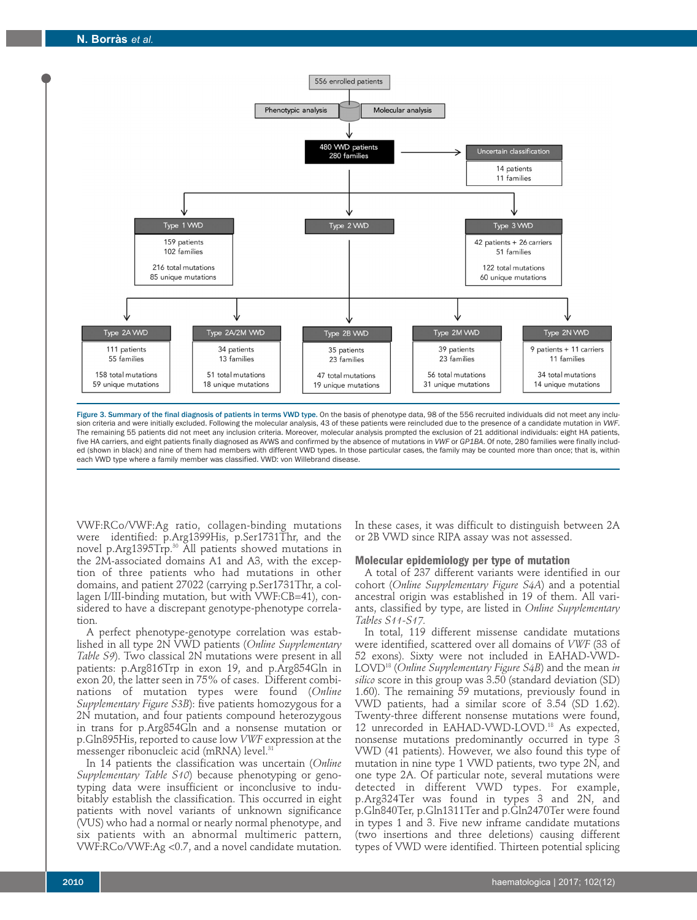556 enrolled patients

Phenotypic analysis | Molecular analysis

480 VWD patients
280 families

Uncertain classification
14 patients
11 families

Type 1 VWD
159 patients
102 families
216 total mutations
85 unique mutations

Type 2 VWD

Type 3 VWD
42 patients + 26 carriers
51 families
122 total mutations
60 unique mutations

Type 2A VWD
111 patients
55 families
158 total mutations
59 unique mutations

Type 2A/2M VWD
34 patients
13 families
51 total mutations
18 unique mutations

Type 2B VWD
35 patients
23 families
47 total mutations
19 unique mutations

Type 2M VWD
39 patients
23 families
56 total mutations
31 unique mutations

Type 2N VWD
9 patients + 11 carriers
11 families
34 total mutations
14 unique mutations

**Figure 3. Summary of the final diagnosis of patients in terms VWD type.** On the basis of phenotype data, 98 of the 556 recruited individuals did not meet any inclusion criteria and were initially excluded. Following the molecular analysis, 43 of these patients were reincluded due to the presence of a candidate mutation in *VWF*. The remaining 55 patients did not meet any inclusion criteria. Moreover, molecular analysis prompted the exclusion of 21 additional individuals: eight HA patients, five HA carriers, and eight patients finally diagnosed as AVWS and confirmed by the absence of mutations in *VWF* or *GP1BA*. Of note, 280 families were finally included (shown in black) and nine of them had members with different VWD types. In those particular cases, the family may be counted more than once; that is, within each VWD type where a family member was classified. VWD: von Willebrand disease.

VWF:RCo/VWF:Ag ratio, collagen-binding mutations were identified: p.Arg1399His, p.Ser1731Thr, and the novel p.Arg1395Trp.[30] All patients showed mutations in the 2M-associated domains A1 and A3, with the exception of three patients who had mutations in other domains, and patient 27022 (carrying p.Ser1731Thr, a collagen I/III-binding mutation, but with VWF:CB=41), considered to have a discrepant genotype-phenotype correlation.

A perfect phenotype-genotype correlation was established in all type 2N VWD patients (*Online Supplementary Table S9*). Two classical 2N mutations were present in all patients: p.Arg816Trp in exon 19, and p.Arg854Gln in exon 20, the latter seen in 75% of cases. Different combinations of mutation types were found (*Online Supplementary Figure S3B*): five patients homozygous for a 2N mutation, and four patients compound heterozygous in trans for p.Arg854Gln and a nonsense mutation or p.Gln895His, reported to cause low *VWF* expression at the messenger ribonucleic acid (mRNA) level.[31]

In 14 patients the classification was uncertain (*Online Supplementary Table S10*) because phenotyping or genotyping data were insufficient or inconclusive to indubitably establish the classification. This occurred in eight patients with novel variants of unknown significance (VUS) who had a normal or nearly normal phenotype, and six patients with an abnormal multimeric pattern, VWF:RCo/VWF:Ag <0.7, and a novel candidate mutation. In these cases, it was difficult to distinguish between 2A or 2B VWD since RIPA assay was not assessed.

### Molecular epidemiology per type of mutation

A total of 237 different variants were identified in our cohort (*Online Supplementary Figure S4A*) and a potential ancestral origin was established in 19 of them. All variants, classified by type, are listed in *Online Supplementary Tables S11-S17.*

In total, 119 different missense candidate mutations were identified, scattered over all domains of *VWF* (33 of 52 exons). Sixty were not included in EAHAD-VWD-LOVD[18] (*Online Supplementary Figure S4B*) and the mean *in silico* score in this group was 3.50 (standard deviation (SD) 1.60). The remaining 59 mutations, previously found in VWD patients, had a similar score of 3.54 (SD 1.62). Twenty-three different nonsense mutations were found, 12 unrecorded in EAHAD-VWD-LOVD.[18] As expected, nonsense mutations predominantly occurred in type 3 VWD (41 patients). However, we also found this type of mutation in nine type 1 VWD patients, two type 2N, and one type 2A. Of particular note, several mutations were detected in different VWD types. For example, p.Arg324Ter was found in types 3 and 2N, and p.Gln840Ter, p.Gln1311Ter and p.Gln2470Ter were found in types 1 and 3. Five new inframe candidate mutations (two insertions and three deletions) causing different types of VWD were identified. Thirteen potential splicing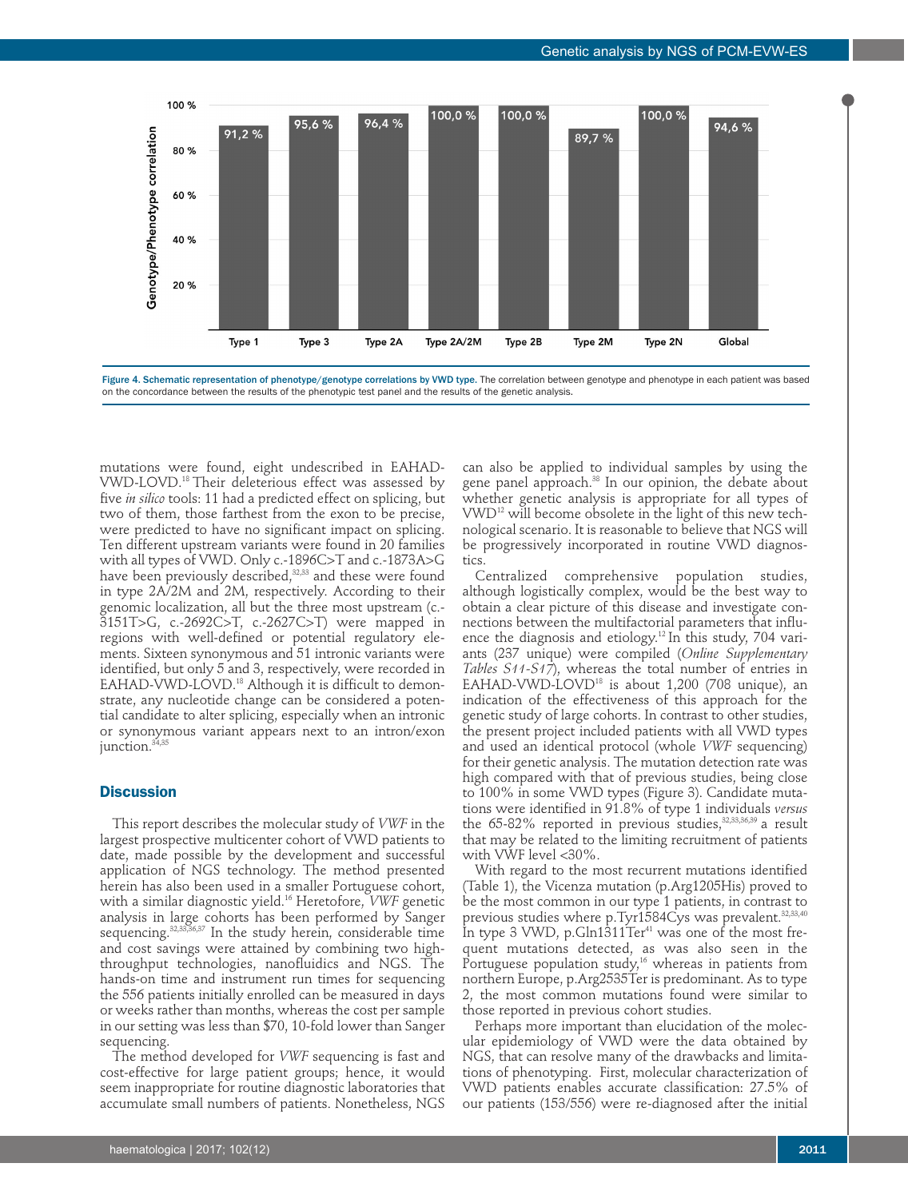Figure 4. Schematic representation of phenotype/genotype correlations by VWD type. The correlation between genotype and phenotype in each patient was based on the concordance between the results of the phenotypic test panel and the results of the genetic analysis.

mutations were found, eight undescribed in EAHAD-VWD-LOVD.[18] Their deleterious effect was assessed by five *in silico* tools: 11 had a predicted effect on splicing, but two of them, those farthest from the exon to be precise, were predicted to have no significant impact on splicing. Ten different upstream variants were found in 20 families with all types of VWD. Only c.-1896C>T and c.-1873A>G have been previously described,[32,33] and these were found in type 2A/2M and 2M, respectively. According to their genomic localization, all but the three most upstream (c.-3151T>G, c.-2692C>T, c.-2627C>T) were mapped in regions with well-defined or potential regulatory elements. Sixteen synonymous and 51 intronic variants were identified, but only 5 and 3, respectively, were recorded in EAHAD-VWD-LOVD.[18] Although it is difficult to demonstrate, any nucleotide change can be considered a potential candidate to alter splicing, especially when an intronic or synonymous variant appears next to an intron/exon junction.[34,35]

## Discussion

This report describes the molecular study of *VWF* in the largest prospective multicenter cohort of VWD patients to date, made possible by the development and successful application of NGS technology. The method presented herein has also been used in a smaller Portuguese cohort, with a similar diagnostic yield.[16] Heretofore, *VWF* genetic analysis in large cohorts has been performed by Sanger sequencing.[32,33,36,37] In the study herein, considerable time and cost savings were attained by combining two high-throughput technologies, nanofluidics and NGS. The hands-on time and instrument run times for sequencing the 556 patients initially enrolled can be measured in days or weeks rather than months, whereas the cost per sample in our setting was less than $70, 10-fold lower than Sanger sequencing.

The method developed for *VWF* sequencing is fast and cost-effective for large patient groups; hence, it would seem inappropriate for routine diagnostic laboratories that accumulate small numbers of patients. Nonetheless, NGS can also be applied to individual samples by using the gene panel approach.[38] In our opinion, the debate about whether genetic analysis is appropriate for all types of VWD[12] will become obsolete in the light of this new technological scenario. It is reasonable to believe that NGS will be progressively incorporated in routine VWD diagnostics.

Centralized comprehensive population studies, although logistically complex, would be the best way to obtain a clear picture of this disease and investigate connections between the multifactorial parameters that influence the diagnosis and etiology.[12] In this study, 704 variants (237 unique) were compiled (*Online Supplementary Tables S11-S17*), whereas the total number of entries in EAHAD-VWD-LOVD[18] is about 1,200 (708 unique), an indication of the effectiveness of this approach for the genetic study of large cohorts. In contrast to other studies, the present project included patients with all VWD types and used an identical protocol (whole *VWF* sequencing) for their genetic analysis. The mutation detection rate was high compared with that of previous studies, being close to 100% in some VWD types (Figure 3). Candidate mutations were identified in 91.8% of type 1 individuals *versus* the 65-82% reported in previous studies,[32,33,36,39] a result that may be related to the limiting recruitment of patients with VWF level <30%.

With regard to the most recurrent mutations identified (Table 1), the Vicenza mutation (p.Arg1205His) proved to be the most common in our type 1 patients, in contrast to previous studies where p.Tyr1584Cys was prevalent.[32,33,40] In type 3 VWD, p.Gln1311Ter[41] was one of the most frequent mutations detected, as was also seen in the Portuguese population study,[16] whereas in patients from northern Europe, p.Arg2535Ter is predominant. As to type 2, the most common mutations found were similar to those reported in previous cohort studies.

Perhaps more important than elucidation of the molecular epidemiology of VWD were the data obtained by NGS, that can resolve many of the drawbacks and limitations of phenotyping. First, molecular characterization of VWD patients enables accurate classification: 27.5% of our patients (153/556) were re-diagnosed after the initial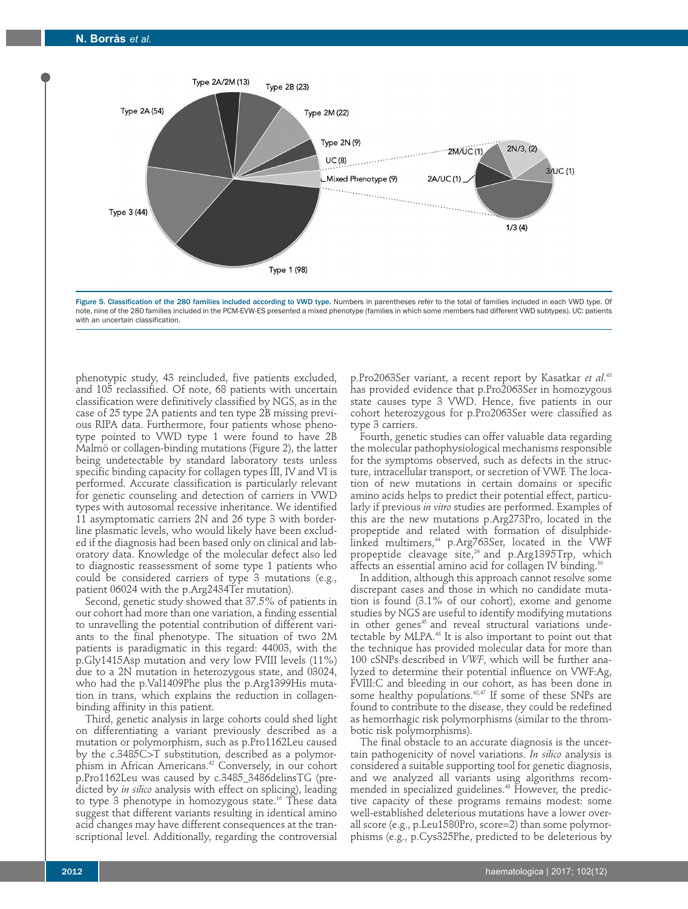Figure 5. Classification of the 280 families included according to VWD type. Numbers in parentheses refer to the total of families included in each VWD type. Of note, nine of the 280 families included in the PCM-EVW-ES presented a mixed phenotype (families in which some members had different VWD subtypes). UC: patients with an uncertain classification.

phenotypic study, 43 reincluded, five patients excluded, and 105 reclassified. Of note, 68 patients with uncertain classification were definitively classified by NGS, as in the case of 25 type 2A patients and ten type 2B missing previous RIPA data. Furthermore, four patients whose phenotype pointed to VWD type 1 were found to have 2B Malmö or collagen-binding mutations (Figure 2), the latter being undetectable by standard laboratory tests unless specific binding capacity for collagen types III, IV and VI is performed. Accurate classification is particularly relevant for genetic counseling and detection of carriers in VWD types with autosomal recessive inheritance. We identified 11 asymptomatic carriers 2N and 26 type 3 with borderline plasmatic levels, who would likely have been excluded if the diagnosis had been based only on clinical and laboratory data. Knowledge of the molecular defect also led to diagnostic reassessment of some type 1 patients who could be considered carriers of type 3 mutations (e.g., patient 06024 with the p.Arg2434Ter mutation).

Second, genetic study showed that 37.5% of patients in our cohort had more than one variation, a finding essential to unravelling the potential contribution of different variants to the final phenotype. The situation of two 2M patients is paradigmatic in this regard: 44003, with the p.Gly1415Asp mutation and very low FVIII levels (11%) due to a 2N mutation in heterozygous state, and 03024, who had the p.Val1409Phe plus the p.Arg1399His mutation in trans, which explains the reduction in collagen-binding affinity in this patient.

Third, genetic analysis in large cohorts could shed light on differentiating a variant previously described as a mutation or polymorphism, such as p.Pro1162Leu caused by the c.3485C>T substitution, described as a polymorphism in African Americans.[42] Conversely, in our cohort p.Pro1162Leu was caused by c.3485_3486delinsTG (predicted by *in silico* analysis with effect on splicing), leading to type 3 phenotype in homozygous state.[16] These data suggest that different variants resulting in identical amino acid changes may have different consequences at the transcriptional level. Additionally, regarding the controversial p.Pro2063Ser variant, a recent report by Kasatkar *et al.*[43] has provided evidence that p.Pro2063Ser in homozygous state causes type 3 VWD. Hence, five patients in our cohort heterozygous for p.Pro2063Ser were classified as type 3 carriers.

Fourth, genetic studies can offer valuable data regarding the molecular pathophysiological mechanisms responsible for the symptoms observed, such as defects in the structure, intracellular transport, or secretion of VWF. The location of new mutations in certain domains or specific amino acids helps to predict their potential effect, particularly if previous *in vitro* studies are performed. Examples of this are the new mutations p.Arg273Pro, located in the propeptide and related with formation of disulphide-linked multimers,[44] p.Arg763Ser, located in the VWF propeptide cleavage site,[26] and p.Arg1395Trp, which affects an essential amino acid for collagen IV binding.[30]

In addition, although this approach cannot resolve some discrepant cases and those in which no candidate mutation is found (3.1% of our cohort), exome and genome studies by NGS are useful to identify modifying mutations in other genes[45] and reveal structural variations undetectable by MLPA.[46] It is also important to point out that the technique has provided molecular data for more than 100 cSNPs described in *VWF*, which will be further analyzed to determine their potential influence on VWF:Ag, FVIII:C and bleeding in our cohort, as has been done in some healthy populations.[42,47] If some of these SNPs are found to contribute to the disease, they could be redefined as hemorrhagic risk polymorphisms (similar to the thrombotic risk polymorphisms).

The final obstacle to an accurate diagnosis is the uncertain pathogenicity of novel variations. *In silico* analysis is considered a suitable supporting tool for genetic diagnosis, and we analyzed all variants using algorithms recommended in specialized guidelines.[48] However, the predictive capacity of these programs remains modest: some well-established deleterious mutations have a lower overall score (e.g., p.Leu1580Pro, score=2) than some polymorphisms (e.g., p.Cys325Phe, predicted to be deleterious by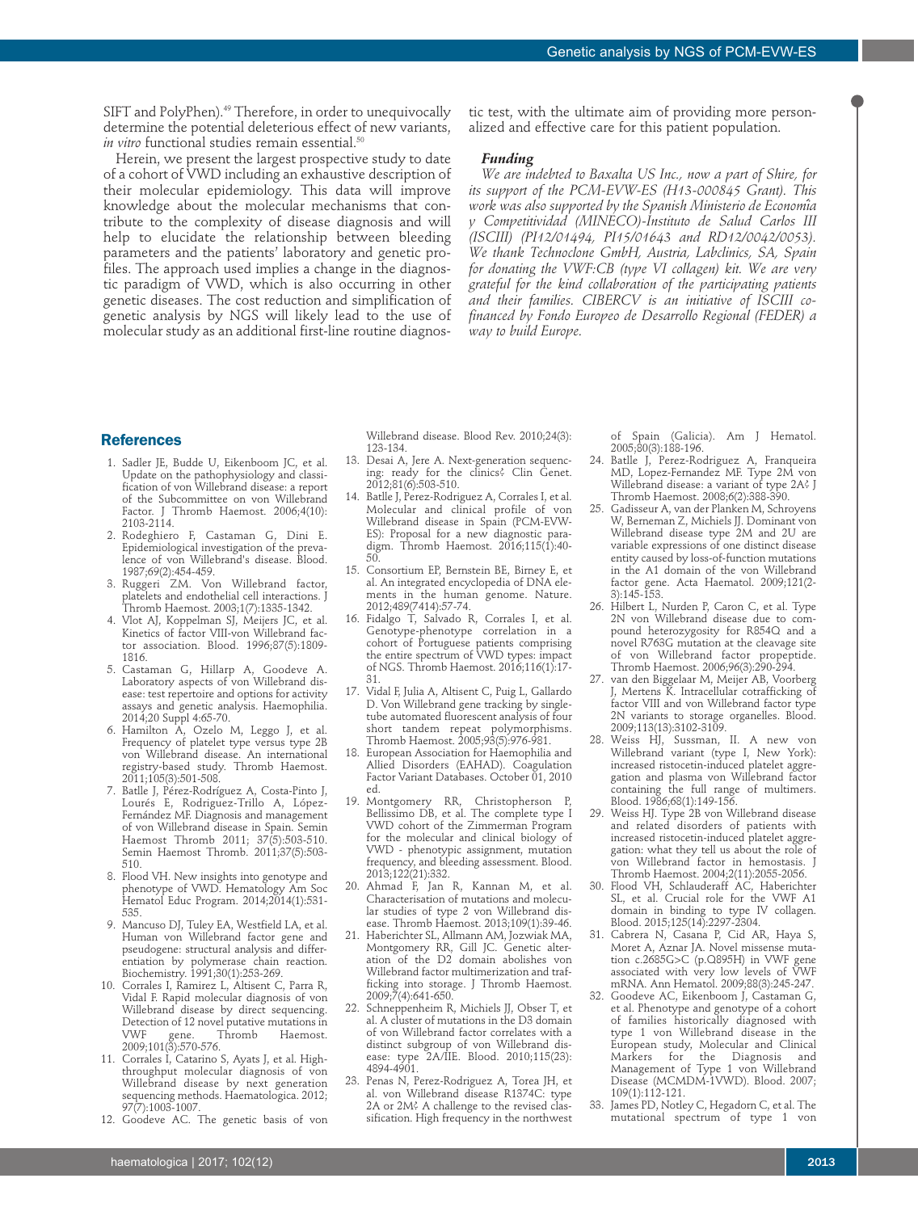SIFT and PolyPhen).[49] Therefore, in order to unequivocally determine the potential deleterious effect of new variants, *in vitro* functional studies remain essential.[50]

Herein, we present the largest prospective study to date of a cohort of VWD including an exhaustive description of their molecular epidemiology. This data will improve knowledge about the molecular mechanisms that contribute to the complexity of disease diagnosis and will help to elucidate the relationship between bleeding parameters and the patients' laboratory and genetic profiles. The approach used implies a change in the diagnostic paradigm of VWD, which is also occurring in other genetic diseases. The cost reduction and simplification of genetic analysis by NGS will likely lead to the use of molecular study as an additional first-line routine diagnostic test, with the ultimate aim of providing more personalized and effective care for this patient population.

#### Funding

*We are indebted to Baxalta US Inc., now a part of Shire, for its support of the PCM-EVW-ES (H13-000845 Grant). This work was also supported by the Spanish Ministerio de Economía y Competitividad (MINECO)-Instituto de Salud Carlos III (ISCIII) (PI12/01494, PI15/01643 and RD12/0042/0053). We thank Technoclone GmbH, Austria, Labclinics, SA, Spain for donating the VWF:CB (type VI collagen) kit. We are very grateful for the kind collaboration of the participating patients and their families. CIBERCV is an initiative of ISCIII cofinanced by Fondo Europeo de Desarrollo Regional (FEDER) a way to build Europe.*

## References

1. Sadler JE, Budde U, Eikenboom JC, et al. Update on the pathophysiology and classification of von Willebrand disease: a report of the Subcommittee on von Willebrand Factor. J Thromb Haemost. 2006;4(10):2103-2114.
2. Rodeghiero F, Castaman G, Dini E. Epidemiological investigation of the prevalence of von Willebrand's disease. Blood. 1987;69(2):454-459.
3. Ruggeri ZM. Von Willebrand factor, platelets and endothelial cell interactions. J Thromb Haemost. 2003;1(7):1335-1342.
4. Vlot AJ, Koppelman SJ, Meijers JC, et al. Kinetics of factor VIII-von Willebrand factor association. Blood. 1996;87(5):1809-1816.
5. Castaman G, Hillarp A, Goodeve A. Laboratory aspects of von Willebrand disease: test repertoire and options for activity assays and genetic analysis. Haemophilia. 2014;20 Suppl 4:65-70.
6. Hamilton A, Ozelo M, Leggo J, et al. Frequency of platelet type versus type 2B von Willebrand disease. An international registry-based study. Thromb Haemost. 2011;105(3):501-508.
7. Batlle J, Pérez-Rodríguez A, Costa-Pinto J, Lourés E, Rodriguez-Trillo A, López-Fernández MF. Diagnosis and management of von Willebrand disease in Spain. Semin Haemost Thromb 2011; 37(5):503-510. Semin Haemost Thromb. 2011;37(5):503-510.
8. Flood VH. New insights into genotype and phenotype of VWD. Hematology Am Soc Hematol Educ Program. 2014;2014(1):531-535.
9. Mancuso DJ, Tuley EA, Westfield LA, et al. Human von Willebrand factor gene and pseudogene: structural analysis and differentiation by polymerase chain reaction. Biochemistry. 1991;30(1):253-269.
10. Corrales I, Ramirez L, Altisent C, Parra R, Vidal F. Rapid molecular diagnosis of von Willebrand disease by direct sequencing. Detection of 12 novel putative mutations in VWF gene. Thromb Haemost. 2009;101(3):570-576.
11. Corrales I, Catarino S, Ayats J, et al. High-throughput molecular diagnosis of von Willebrand disease by next generation sequencing methods. Haematologica. 2012; 97(7):1003-1007.
12. Goodeve AC. The genetic basis of von Willebrand disease. Blood Rev. 2010;24(3):123-134.
13. Desai A, Jere A. Next-generation sequencing: ready for the clinics? Clin Genet. 2012;81(6):503-510.
14. Batlle J, Perez-Rodriguez A, Corrales I, et al. Molecular and clinical profile of von Willebrand disease in Spain (PCM-EVW-ES): Proposal for a new diagnostic paradigm. Thromb Haemost. 2016;115(1):40-50.
15. Consortium EP, Bernstein BE, Birney E, et al. An integrated encyclopedia of DNA elements in the human genome. Nature. 2012;489(7414):57-74.
16. Fidalgo T, Salvado R, Corrales I, et al. Genotype-phenotype correlation in a cohort of Portuguese patients comprising the entire spectrum of VWD types: impact of NGS. Thromb Haemost. 2016;116(1):17-31.
17. Vidal F, Julia A, Altisent C, Puig L, Gallardo D. Von Willebrand gene tracking by single-tube automated fluorescent analysis of four short tandem repeat polymorphisms. Thromb Haemost. 2005;93(5):976-981.
18. European Association for Haemophilia and Allied Disorders (EAHAD). Coagulation Factor Variant Databases. October 01, 2010 ed.
19. Montgomery RR, Christopherson P, Bellissimo DB, et al. The complete type I VWD cohort of the Zimmerman Program for the molecular and clinical biology of VWD - phenotypic assignment, mutation frequency, and bleeding assessment. Blood. 2013;122(21):332.
20. Ahmad F, Jan R, Kannan M, et al. Characterisation of mutations and molecular studies of type 2 von Willebrand disease. Thromb Haemost. 2013;109(1):39-46.
21. Haberichter SL, Allmann AM, Jozwiak MA, Montgomery RR, Gill JC. Genetic alteration of the D2 domain abolishes von Willebrand factor multimerization and trafficking into storage. J Thromb Haemost. 2009;7(4):641-650.
22. Schneppenheim R, Michiels JJ, Obser T, et al. A cluster of mutations in the D3 domain of von Willebrand factor correlates with a distinct subgroup of von Willebrand disease: type 2A/IIE. Blood. 2010;115(23):4894-4901.
23. Penas N, Perez-Rodriguez A, Torea JH, et al. von Willebrand disease R1374C: type 2A or 2M? A challenge to the revised classification. High frequency in the northwest of Spain (Galicia). Am J Hematol. 2005;80(3):188-196.
24. Batlle J, Perez-Rodriguez A, Franqueira MD, Lopez-Fernandez MF. Type 2M von Willebrand disease: a variant of type 2A? J Thromb Haemost. 2008;6(2):388-390.
25. Gadisseur A, van der Planken M, Schroyens W, Berneman Z, Michiels JJ. Dominant von Willebrand disease type 2M and 2U are variable expressions of one distinct disease entity caused by loss-of-function mutations in the A1 domain of the von Willebrand factor gene. Acta Haematol. 2009;121(2-3):145-153.
26. Hilbert L, Nurden P, Caron C, et al. Type 2N von Willebrand disease due to compound heterozygosity for R854Q and a novel R763G mutation at the cleavage site of von Willebrand factor propeptide. Thromb Haemost. 2006;96(3):290-294.
27. van den Biggelaar M, Meijer AB, Voorberg J, Mertens K. Intracellular cotrafficking of factor VIII and von Willebrand factor type 2N variants to storage organelles. Blood. 2009;113(13):3102-3109.
28. Weiss HJ, Sussman, II. A new von Willebrand variant (type I, New York): increased ristocetin-induced platelet aggregation and plasma von Willebrand factor containing the full range of multimers. Blood. 1986;68(1):149-156.
29. Weiss HJ. Type 2B von Willebrand disease and related disorders of patients with increased ristocetin-induced platelet aggregation: what they tell us about the role of von Willebrand factor in hemostasis. J Thromb Haemost. 2004;2(11):2055-2056.
30. Flood VH, Schlauderaff AC, Haberichter SL, et al. Crucial role for the VWF A1 domain in binding to type IV collagen. Blood. 2015;125(14):2297-2304.
31. Cabrera N, Casana P, Cid AR, Haya S, Moret A, Aznar JA. Novel missense mutation c.2685G>C (p.Q895H) in VWF gene associated with very low levels of VWF mRNA. Ann Hematol. 2009;88(3):245-247.
32. Goodeve AC, Eikenboom J, Castaman G, et al. Phenotype and genotype of a cohort of families historically diagnosed with type 1 von Willebrand disease in the European study, Molecular and Clinical Markers for the Diagnosis and Management of Type 1 von Willebrand Disease (MCMDM-1VWD). Blood. 2007; 109(1):112-121.
33. James PD, Notley C, Hegadorn C, et al. The mutational spectrum of type 1 von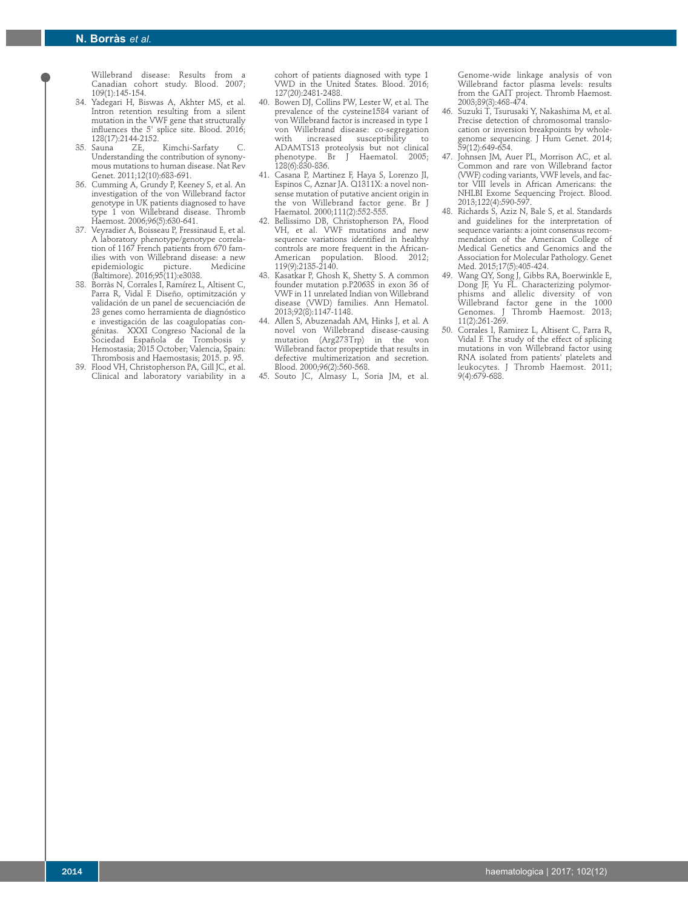Willebrand disease: Results from a Canadian cohort study. Blood. 2007; 109(1):145-154.

34. Yadegari H, Biswas A, Akhter MS, et al. Intron retention resulting from a silent mutation in the VWF gene that structurally influences the 5' splice site. Blood. 2016; 128(17):2144-2152.
35. Sauna ZE, Kimchi-Sarfaty C. Understanding the contribution of synonymous mutations to human disease. Nat Rev Genet. 2011;12(10):683-691.
36. Cumming A, Grundy P, Keeney S, et al. An investigation of the von Willebrand factor genotype in UK patients diagnosed to have type 1 von Willebrand disease. Thromb Haemost. 2006;96(5):630-641.
37. Veyradier A, Boisseau P, Fressinaud E, et al. A laboratory phenotype/genotype correlation of 1167 French patients from 670 families with von Willebrand disease: a new epidemiologic picture. Medicine (Baltimore). 2016;95(11):e3038.
38. Borràs N, Corrales I, Ramírez L, Altisent C, Parra R, Vidal F. Diseño, optimització y validación de un panel de secuenciación de 23 genes como herramienta de diagnóstico e investigación de las coagulopatías congénitas. XXXI Congreso Nacional de la Sociedad Española de Trombosis y Hemostasia; 2015 October; Valencia, Spain: Thrombosis and Haemostasis; 2015. p. 95.
39. Flood VH, Christopherson PA, Gill JC, et al. Clinical and laboratory variability in a cohort of patients diagnosed with type 1 VWD in the United States. Blood. 2016; 127(20):2481-2488.
40. Bowen DJ, Collins PW, Lester W, et al. The prevalence of the cysteine1584 variant of von Willebrand factor is increased in type 1 von Willebrand disease: co-segregation with increased susceptibility to ADAMTS13 proteolysis but not clinical phenotype. Br J Haematol. 2005; 128(6):830-836.
41. Casana P, Martinez F, Haya S, Lorenzo JI, Espinos C, Aznar JA. Q1311X: a novel nonsense mutation of putative ancient origin in the von Willebrand factor gene. Br J Haematol. 2000;111(2):552-555.
42. Bellissimo DB, Christopherson PA, Flood VH, et al. VWF mutations and new sequence variations identified in healthy controls are more frequent in the African-American population. Blood. 2012; 119(9):2135-2140.
43. Kasatkar P, Ghosh K, Shetty S. A common founder mutation p.P2063S in exon 36 of VWF in 11 unrelated Indian von Willebrand disease (VWD) families. Ann Hematol. 2013;92(8):1147-1148.
44. Allen S, Abuzenadah AM, Hinks J, et al. A novel von Willebrand disease-causing mutation (Arg273Trp) in the von Willebrand factor propeptide that results in defective multimerization and secretion. Blood. 2000;96(2):560-568.
45. Souto JC, Almasy L, Soria JM, et al. Genome-wide linkage analysis of von Willebrand factor plasma levels: results from the GAIT project. Thromb Haemost. 2003;89(3):468-474.
46. Suzuki T, Tsurusaki Y, Nakashima M, et al. Precise detection of chromosomal translocation or inversion breakpoints by whole-genome sequencing. J Hum Genet. 2014; 59(12):649-654.
47. Johnsen JM, Auer PL, Morrison AC, et al. Common and rare von Willebrand factor (VWF) coding variants, VWF levels, and factor VIII levels in African Americans: the NHLBI Exome Sequencing Project. Blood. 2013;122(4):590-597.
48. Richards S, Aziz N, Bale S, et al. Standards and guidelines for the interpretation of sequence variants: a joint consensus recommendation of the American College of Medical Genetics and Genomics and the Association for Molecular Pathology. Genet Med. 2015;17(5):405-424.
49. Wang QY, Song J, Gibbs RA, Boerwinkle E, Dong JF, Yu FL. Characterizing polymorphisms and allelic diversity of von Willebrand factor gene in the 1000 Genomes. J Thromb Haemost. 2013; 11(2):261-269.
50. Corrales I, Ramirez L, Altisent C, Parra R, Vidal F. The study of the effect of splicing mutations in von Willebrand factor using RNA isolated from patients' platelets and leukocytes. J Thromb Haemost. 2011; 9(4):679-688.